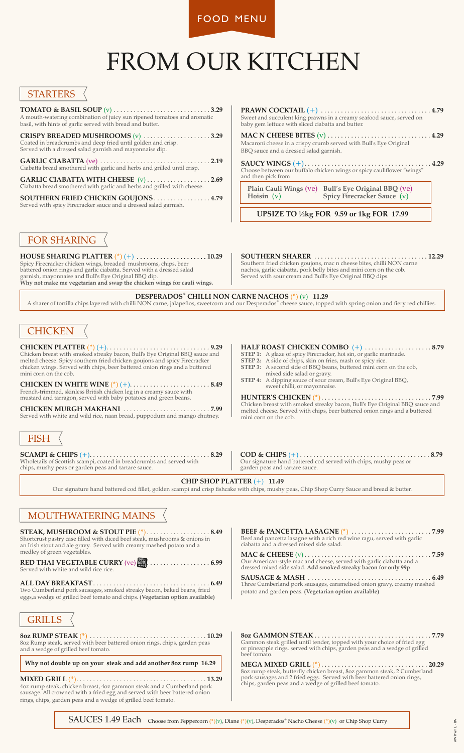FOOD MENU

# FROM OUR KITCHEN

## STARTERS

**TOMATO & BASIL SOUP** (v) ............................ **3.29**
A mouth-watering combination of juicy sun ripened tomatoes and aromatic basil, with hints of garlic served with bread and butter.

**CRISPY BREADED MUSHROOMS** (v) .................... **3.29**
Coated in breadcrumbs and deep fried until golden and crisp. Served with a dressed salad garnish and mayonnaise dip.

**GARLIC CIABATTA** (ve) ................................ **2.19**
Ciabatta bread smothered with garlic and herbs and grilled until crisp.

**GARLIC CIABATTA WITH CHEESE** (v) .................. **2.69**
Ciabatta bread smothered with garlic and herbs and grilled with cheese.

**SOUTHERN FRIED CHICKEN GOUJONS** ................ **4.79**
Served with spicy Firecracker sauce and a dressed salad garnish.

**PRAWN COCKTAIL** (+) ................................ **4.79**
Sweet and succulent king prawns in a creamy seafood sauce, served on baby gem lettuce with sliced ciabatta and butter.

**MAC N CHEESE BITES** (v) ............................ **4.29**
Macaroni cheese in a crispy crumb served with Bull's Eye Original BBQ sauce and a dressed salad garnish.

**SAUCY WINGS** (+)..................................... **4.29**
Choose between our buffalo chicken wings or spicy cauliflower "wings" and then pick from

| | |
|---|---|
| **Plain Cauli Wings** (ve) | **Bull's Eye Original BBQ** (ve) |
| **Hoisin** (v) | **Spicy Firecracker Sauce** (v) |

**UPSIZE TO ½kg FOR 9.59 or 1kg FOR 17.99**

## FOR SHARING

**HOUSE SHARING PLATTER** (*) (+) .................... **10.29**
Spicy Firecracker chicken wings, breaded mushrooms, chips, beer battered onion rings and garlic ciabatta. Served with a dressed salad garnish, mayonnaise and Bull's Eye Original BBQ dip.
**Why not make me vegetarian and swap the chicken wings for cauli wings.**

**SOUTHERN SHARER** ................................. **12.29**
Southern fried chicken goujons, mac n cheese bites, chilli NON carne nachos, garlic ciabatta, pork belly bites and mini corn on the cob. Served with sour cream and Bull's Eye Original BBQ dips.

**DESPERADOS® CHILLI NON CARNE NACHOS** (*) (v) **11.29**
A sharer of tortilla chips layered with chilli NON carne, jalapeños, sweetcorn and our Desperados® cheese sauce, topped with spring onion and fiery red chillies.

## CHICKEN

**CHICKEN PLATTER** (*) (+)............................. **9.29**
Chicken breast with smoked streaky bacon, Bull's Eye Original BBQ sauce and melted cheese. Spicy southern fried chicken goujons and spicy Firecracker chicken wings. Served with chips, beer battered onion rings and a buttered mini corn on the cob.

**CHICKEN IN WHITE WINE** (*) (+)...................... **8.49**
French-trimmed, skinless British chicken leg in a creamy sauce with mustard and tarragon, served with baby potatoes and green beans.

**CHICKEN MURGH MAKHANI** ........................ **7.99**
Served with white and wild rice, naan bread, puppodum and mango chutney.

**HALF ROAST CHICKEN COMBO** (+) .................... **8.79**
**STEP 1:** A glaze of spicy Firecracker, hoi sin, or garlic marinade.
**STEP 2:** A side of chips, skin on fries, mash or spicy rice.
**STEP 3:** A second side of BBQ beans, buttered mini corn on the cob, mixed side salad or gravy.
**STEP 4:** A dipping sauce of sour cream, Bull's Eye Original BBQ, sweet chilli, or mayonnaise.

**HUNTER'S CHICKEN** (*)................................ **7.99**
Chicken breast with smoked streaky bacon, Bull's Eye Original BBQ sauce and melted cheese. Served with chips, beer battered onion rings and a buttered mini corn on the cob.

## FISH

**SCAMPI & CHIPS** (+).................................. **8.29**
Wholetails of Scottish scampi, coated in breadcrumbs and served with chips, mushy peas or garden peas and tartare sauce.

**COD & CHIPS** (+)..................................... **8.79**
Our signature hand battered cod served with chips, mushy peas or garden peas and tartare sauce.

**CHIP SHOP PLATTER** (+) **11.49**
Our signature hand battered cod fillet, golden scampi and crisp fishcake with chips, mushy peas, Chip Shop Curry Sauce and bread & butter.

## MOUTHWATERING MAINS

**STEAK, MUSHROOM & STOUT PIE** (*).................. **8.49**
Shortcrust pastry case filled with diced beef steak, mushrooms & onions in an Irish stout and ale gravy. Served with creamy mashed potato and a medley of green vegetables.

**RED THAI VEGETABLE CURRY** (ve) .................. **6.99**
Served with white and wild rice rice.

**ALL DAY BREAKFAST**................................... **6.49**
Two Cumberland pork sausages, smoked streaky bacon, baked beans, fried eggs,a wedge of grilled beef tomato and chips. **(Vegetarian option available)**

**BEEF & PANCETTA LASAGNE** (*) ........................ **7.99**
Beef and pancetta lasagne with a rich red wine ragu, served with garlic ciabatta and a dressed mixed side salad.

**MAC & CHEESE** (v).................................... **7.59**
Our American-style mac and cheese, served with garlic ciabatta and a dressed mixed side salad. **Add smoked streaky bacon for only 99p**

**SAUSAGE & MASH** .................................... **6.49**
Three Cumberland pork sausages, caramelised onion gravy, creamy mashed potato and garden peas. **(Vegetarian option available)**

## GRILLS

**8oz RUMP STEAK** (*) .................................. **10.29**
8oz Rump steak, served with beer battered onion rings, chips, garden peas and a wedge of grilled beef tomato.

**Why not double up on your steak and add another 8oz rump 16.29**

**MIXED GRILL** (*)....................................... **13.29**
4oz rump steak, chicken breast, 4oz gammon steak and a Cumberland pork sausage. All crowned with a fried egg and served with beer battered onion rings, chips, garden peas and a wedge of grilled beef tomato.

**8oz GAMMON STEAK**.................................. **7.79**
Gammon steak grilled until tender, topped with your choice of fried egg or pineapple rings. served with chips, garden peas and a wedge of grilled beef tomato.

**MEGA MIXED GRILL** (*)................................ **20.29**
8oz rump steak, butterfly chicken breast, 8oz gammon steak, 2 Cumberland pork sausages and 2 fried eggs. Served with beer battered onion rings, chips, garden peas and a wedge of grilled beef tomato.

SAUCES 1.49 Each Choose from Peppercorn (*)(v), Diane (*)(v), Desperados® Nacho Cheese (*)(v) or Chip Shop Curry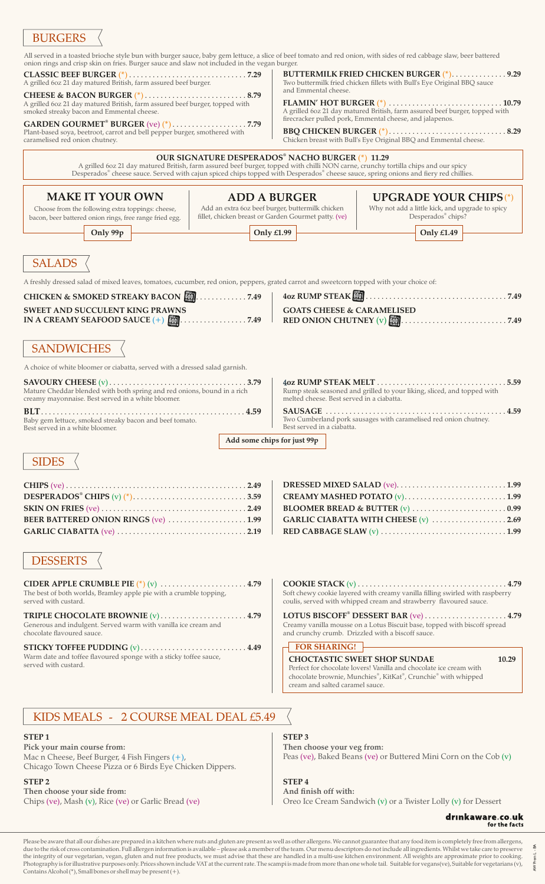## BURGERS

All served in a toasted brioche style bun with burger sauce, baby gem lettuce, a slice of beef tomato and red onion, with sides of red cabbage slaw, beer battered onion rings and crisp skin on fries. Burger sauce and slaw not included in the vegan burger.

**CLASSIC BEEF BURGER** (*) .............................. **7.29**
A grilled 6oz 21 day matured British, farm assured beef burger.

**CHEESE & BACON BURGER** (*) .............................. **8.79**
A grilled 6oz 21 day matured British, farm assured beef burger, topped with smoked streaky bacon and Emmental cheese.

**GARDEN GOURMET® BURGER** (ve) (*) .............................. **7.79**
Plant-based soya, beetroot, carrot and bell pepper burger, smothered with caramelised red onion chutney.

**BUTTERMILK FRIED CHICKEN BURGER** (*) .............................. **9.29**
Two buttermilk fried chicken fillets with Bull's Eye Original BBQ sauce and Emmental cheese.

**FLAMIN' HOT BURGER** (*) .............................. **10.79**
A grilled 6oz 21 day matured British, farm assured beef burger, topped with firecracker pulled pork, Emmental cheese, and jalapenos.

**BBQ CHICKEN BURGER** (*) .............................. **8.29**
Chicken breast with Bull's Eye Original BBQ and Emmental cheese.

**OUR SIGNATURE DESPERADOS® NACHO BURGER** (*) **11.29**
A grilled 6oz 21 day matured British, farm assured beef burger, topped with chilli NON carne, crunchy tortilla chips and our spicy Desperados® cheese sauce. Served with cajun spiced chips topped with Desperados® cheese sauce, spring onions and fiery red chillies.

### MAKE IT YOUR OWN
Choose from the following extra toppings: cheese, bacon, beer battered onion rings, free range fried egg.
**Only 99p**

### ADD A BURGER
Add an extra 6oz beef burger, buttermilk chicken fillet, chicken breast or Garden Gourmet patty. (ve)
**Only £1.99**

### UPGRADE YOUR CHIPS (*)
Why not add a little kick, and upgrade to spicy Desperados® chips?
**Only £1.49**

## SALADS

A freshly dressed salad of mixed leaves, tomatoes, cucumber, red onion, peppers, grated carrot and sweetcorn topped with your choice of:

**CHICKEN & SMOKED STREAKY BACON** .............................. **7.49**

**SWEET AND SUCCULENT KING PRAWNS IN A CREAMY SEAFOOD SAUCE** (+) .............................. **7.49**

**4oz RUMP STEAK** .............................. **7.49**

**GOATS CHEESE & CARAMELISED RED ONION CHUTNEY** (v) .............................. **7.49**

## SANDWICHES

A choice of white bloomer or ciabatta, served with a dressed salad garnish.

**SAVOURY CHEESE** (v) .............................. **3.79**
Mature Cheddar blended with both spring and red onions, bound in a rich creamy mayonnaise. Best served in a white bloomer.

**BLT** .............................. **4.59**
Baby gem lettuce, smoked streaky bacon and beef tomato. Best served in a white bloomer.

**4oz RUMP STEAK MELT** .............................. **5.59**
Rump steak seasoned and grilled to your liking, sliced, and topped with melted cheese. Best served in a ciabatta.

**SAUSAGE** .............................. **4.59**
Two Cumberland pork sausages with caramelised red onion chutney. Best served in a ciabatta.

**Add some chips for just 99p**

## SIDES

**CHIPS** (ve) .............................. **2.49**
**DESPERADOS® CHIPS** (v) (*) .............................. **3.59**
**SKIN ON FRIES** (ve) .............................. **2.49**
**BEER BATTERED ONION RINGS** (ve) .............................. **1.99**
**GARLIC CIABATTA** (ve) .............................. **2.19**
**DRESSED MIXED SALAD** (ve) .............................. **1.99**
**CREAMY MASHED POTATO** (v) .............................. **1.99**
**BLOOMER BREAD & BUTTER** (v) .............................. **0.99**
**GARLIC CIABATTA WITH CHEESE** (v) .............................. **2.69**
**RED CABBAGE SLAW** (v) .............................. **1.99**

## DESSERTS

**CIDER APPLE CRUMBLE PIE** (*) (v) .............................. **4.79**
The best of both worlds, Bramley apple pie with a crumble topping, served with custard.

**TRIPLE CHOCOLATE BROWNIE** (v) .............................. **4.79**
Generous and indulgent. Served warm with vanilla ice cream and chocolate flavoured sauce.

**STICKY TOFFEE PUDDING** (v) .............................. **4.49**
Warm date and toffee flavoured sponge with a sticky toffee sauce, served with custard.

**COOKIE STACK** (v) .............................. **4.79**
Soft chewy cookie layered with creamy vanilla filling swirled with raspberry coulis, served with whipped cream and strawberry flavoured sauce.

**LOTUS BISCOFF® DESSERT BAR** (ve) .............................. **4.79**
Creamy vanilla mousse on a Lotus Biscuit base, topped with biscoff spread and crunchy crumb. Drizzled with a biscoff sauce.

**FOR SHARING!**

**CHOCTASTIC SWEET SHOP SUNDAE** **10.29**
Perfect for chocolate lovers! Vanilla and chocolate ice cream with chocolate brownie, Munchies®, KitKat®, Crunchie® with whipped cream and salted caramel sauce.

## KIDS MEALS - 2 COURSE MEAL DEAL £5.49

**STEP 1**
**Pick your main course from:**
Mac n Cheese, Beef Burger, 4 Fish Fingers (+), Chicago Town Cheese Pizza or 6 Birds Eye Chicken Dippers.

**STEP 2**
**Then choose your side from:**
Chips (ve), Mash (v), Rice (ve) or Garlic Bread (ve)

**STEP 3**
**Then choose your veg from:**
Peas (ve), Baked Beans (ve) or Buttered Mini Corn on the Cob (v)

**STEP 4**
**And finish off with:**
Oreo Ice Cream Sandwich (v) or a Twister Lolly (v) for Dessert

drinkaware.co.uk for the facts

Please be aware that all our dishes are prepared in a kitchen where nuts and gluten are present as well as other allergens. We cannot guarantee that any food item is completely free from allergens, due to the risk of cross contamination. Full allergen information is available – please ask a member of the team. Our menu descriptors do not include all ingredients. Whilst we take care to preserve the integrity of our vegetarian, vegan, gluten and nut free products, we must advise that these are handled in a multi-use kitchen environment. All weights are approximate prior to cooking. Photography is for illustrative purposes only. Prices shown include VAT at the current rate. The scampi is made from more than one whole tail. Suitable for vegans(ve), Suitable for vegetarians (v), Contains Alcohol (*), Small bones or shell may be present (+).